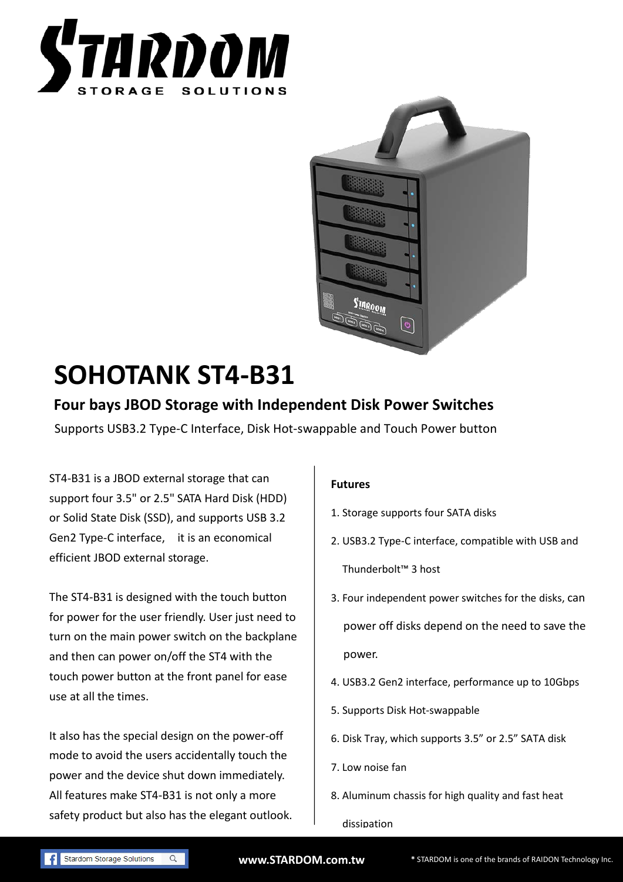# SOHOTANK ST4-B31

## Four bays JBOD Storage with Independent Disk Power Switches

Supports USB3.2 Type-C Interface, Disk Hot-swappable and Touch Power button

ST4-B31 is a JBOD external storage that can support four 3.5" or 2.5" SATA Hard Disk (HDD) or Solid State Disk (SSD), and supports USB 3.2 Gen2 Type-C interface, it is an economical efficient JBOD external storage.

The ST4-B31 is designed with the touch button for power for the user friendly. User just need to turn on the main power switch on the backplane and then can power on/off the ST4 with the touch power button at the front panel for ease use at all the times.

It also has the special design on the power-off mode to avoid the users accidentally touch the power and the device shut down immediately. All features make ST4-B31 is not only a more safety product but also has the elegant outlook.

**Futures**

1. Storage supports four SATA disks
2. USB3.2 Type-C interface, compatible with USB and Thunderbolt™ 3 host
3. Four independent power switches for the disks, can power off disks depend on the need to save the power.
4. USB3.2 Gen2 interface, performance up to 10Gbps
5. Supports Disk Hot-swappable
6. Disk Tray, which supports 3.5" or 2.5" SATA disk
7. Low noise fan
8. Aluminum chassis for high quality and fast heat dissipation

Stardom Storage Solutions

www.STARDOM.com.tw

* STARDOM is one of the brands of RAIDON Technology Inc.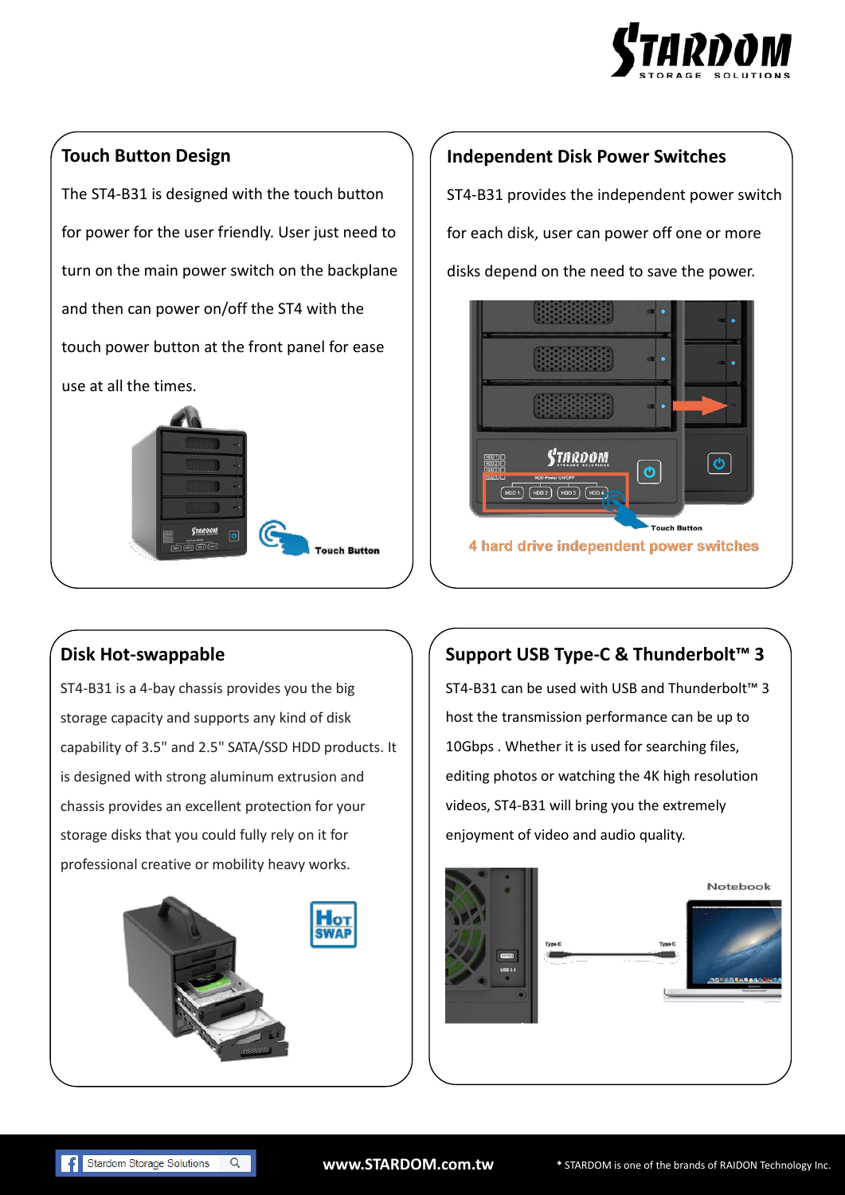## Touch Button Design

The ST4-B31 is designed with the touch button for power for the user friendly. User just need to turn on the main power switch on the backplane and then can power on/off the ST4 with the touch power button at the front panel for ease use at all the times.

Touch Button

## Independent Disk Power Switches

ST4-B31 provides the independent power switch for each disk, user can power off one or more disks depend on the need to save the power.

Touch Button

4 hard drive independent power switches

## Disk Hot-swappable

ST4-B31 is a 4-bay chassis provides you the big storage capacity and supports any kind of disk capability of 3.5" and 2.5" SATA/SSD HDD products. It is designed with strong aluminum extrusion and chassis provides an excellent protection for your storage disks that you could fully rely on it for professional creative or mobility heavy works.

## Support USB Type-C & Thunderbolt™ 3

ST4-B31 can be used with USB and Thunderbolt™ 3 host the transmission performance can be up to 10Gbps . Whether it is used for searching files, editing photos or watching the 4K high resolution videos, ST4-B31 will bring you the extremely enjoyment of video and audio quality.

Notebook

Stardom Storage Solutions

www.STARDOM.com.tw

* STARDOM is one of the brands of RAIDON Technology Inc.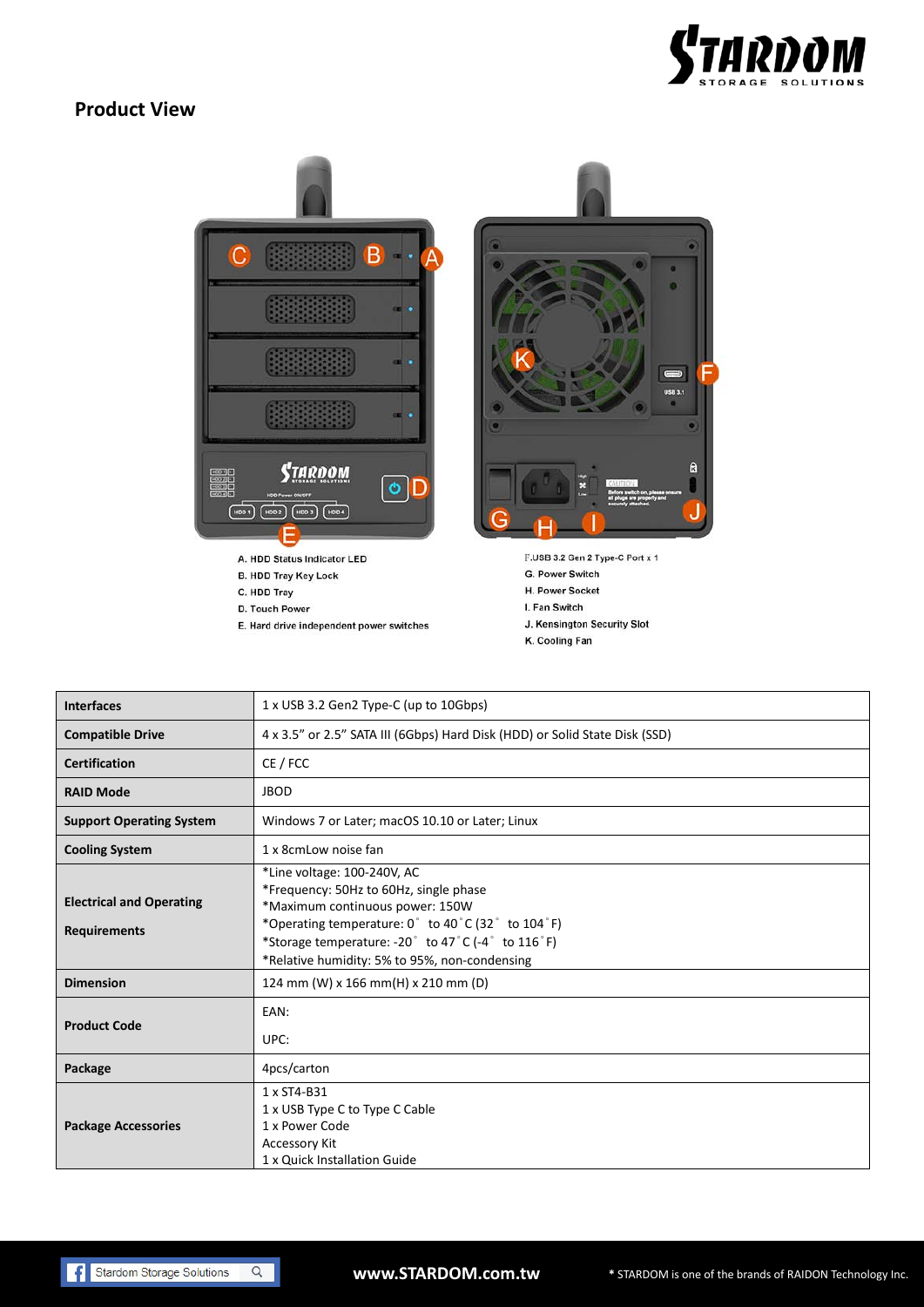## Product View

A. HDD Status Indicator LED
B. HDD Tray Key Lock
C. HDD Tray
D. Touch Power
E. Hard drive independent power switches

F. USB 3.2 Gen 2 Type-C Port x 1
G. Power Switch
H. Power Socket
I. Fan Switch
J. Kensington Security Slot
K. Cooling Fan

| | |
|---|---|
| **Interfaces** | 1 x USB 3.2 Gen2 Type-C (up to 10Gbps) |
| **Compatible Drive** | 4 x 3.5" or 2.5" SATA III (6Gbps) Hard Disk (HDD) or Solid State Disk (SSD) |
| **Certification** | CE / FCC |
| **RAID Mode** | JBOD |
| **Support Operating System** | Windows 7 or Later; macOS 10.10 or Later; Linux |
| **Cooling System** | 1 x 8cmLow noise fan |
| **Electrical and Operating Requirements** | *Line voltage: 100-240V, AC<br>*Frequency: 50Hz to 60Hz, single phase<br>*Maximum continuous power: 150W<br>*Operating temperature: 0° to 40°C (32° to 104°F)<br>*Storage temperature: -20° to 47°C (-4° to 116°F)<br>*Relative humidity: 5% to 95%, non-condensing |
| **Dimension** | 124 mm (W) x 166 mm(H) x 210 mm (D) |
| **Product Code** | EAN:<br>UPC: |
| **Package** | 4pcs/carton |
| **Package Accessories** | 1 x ST4-B31<br>1 x USB Type C to Type C Cable<br>1 x Power Code<br>Accessory Kit<br>1 x Quick Installation Guide |

Stardom Storage Solutions

www.STARDOM.com.tw

* STARDOM is one of the brands of RAIDON Technology Inc.